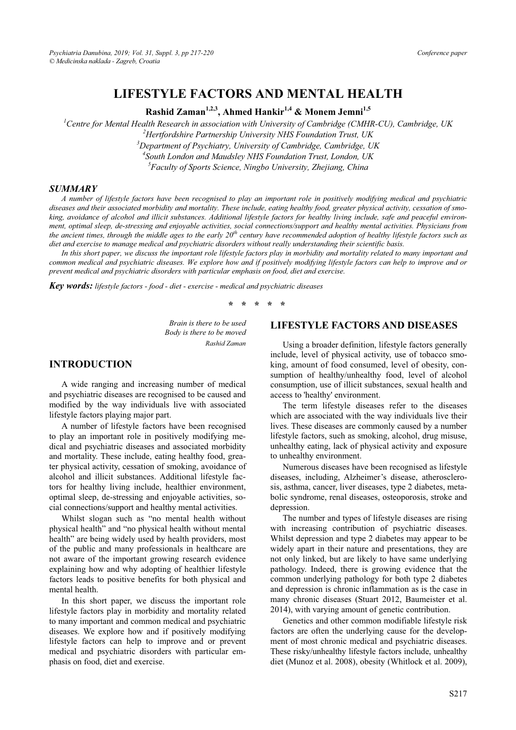Conference paper

# LIFESTYLE FACTORS AND MENTAL HEALTH

**Rashid Zaman[1,2,3], Ahmed Hankir[1,4] & Monem Jemni[1,5]**

[1]*Centre for Mental Health Research in association with University of Cambridge (CMHR-CU), Cambridge, UK*
[2]*Hertfordshire Partnership University NHS Foundation Trust, UK*
[3]*Department of Psychiatry, University of Cambridge, Cambridge, UK*
[4]*South London and Maudsley NHS Foundation Trust, London, UK*
[5]*Faculty of Sports Science, Ningbo University, Zhejiang, China*

## SUMMARY

*A number of lifestyle factors have been recognised to play an important role in positively modifying medical and psychiatric diseases and their associated morbidity and mortality. These include, eating healthy food, greater physical activity, cessation of smoking, avoidance of alcohol and illicit substances. Additional lifestyle factors for healthy living include, safe and peaceful environment, optimal sleep, de-stressing and enjoyable activities, social connections/support and healthy mental activities. Physicians from the ancient times, through the middle ages to the early 20th century have recommended adoption of healthy lifestyle factors such as diet and exercise to manage medical and psychiatric disorders without really understanding their scientific basis.*

*In this short paper, we discuss the important role lifestyle factors play in morbidity and mortality related to many important and common medical and psychiatric diseases. We explore how and if positively modifying lifestyle factors can help to improve and or prevent medical and psychiatric disorders with particular emphasis on food, diet and exercise.*

***Key words:*** *lifestyle factors - food - diet - exercise - medical and psychiatric diseases*

\* \* \* \* \*

*Brain is there to be used*
*Body is there to be moved*
*Rashid Zaman*

## INTRODUCTION

A wide ranging and increasing number of medical and psychiatric diseases are recognised to be caused and modified by the way individuals live with associated lifestyle factors playing major part.

A number of lifestyle factors have been recognised to play an important role in positively modifying medical and psychiatric diseases and associated morbidity and mortality. These include, eating healthy food, greater physical activity, cessation of smoking, avoidance of alcohol and illicit substances. Additional lifestyle factors for healthy living include, healthier environment, optimal sleep, de-stressing and enjoyable activities, social connections/support and healthy mental activities.

Whilst slogan such as "no mental health without physical health" and "no physical health without mental health" are being widely used by health providers, most of the public and many professionals in healthcare are not aware of the important growing research evidence explaining how and why adopting of healthier lifestyle factors leads to positive benefits for both physical and mental health.

In this short paper, we discuss the important role lifestyle factors play in morbidity and mortality related to many important and common medical and psychiatric diseases. We explore how and if positively modifying lifestyle factors can help to improve and or prevent medical and psychiatric disorders with particular emphasis on food, diet and exercise.

## LIFESTYLE FACTORS AND DISEASES

Using a broader definition, lifestyle factors generally include, level of physical activity, use of tobacco smoking, amount of food consumed, level of obesity, consumption of healthy/unhealthy food, level of alcohol consumption, use of illicit substances, sexual health and access to 'healthy' environment.

The term lifestyle diseases refer to the diseases which are associated with the way individuals live their lives. These diseases are commonly caused by a number lifestyle factors, such as smoking, alcohol, drug misuse, unhealthy eating, lack of physical activity and exposure to unhealthy environment.

Numerous diseases have been recognised as lifestyle diseases, including, Alzheimer's disease, atherosclerosis, asthma, cancer, liver diseases, type 2 diabetes, metabolic syndrome, renal diseases, osteoporosis, stroke and depression.

The number and types of lifestyle diseases are rising with increasing contribution of psychiatric diseases. Whilst depression and type 2 diabetes may appear to be widely apart in their nature and presentations, they are not only linked, but are likely to have same underlying pathology. Indeed, there is growing evidence that the common underlying pathology for both type 2 diabetes and depression is chronic inflammation as is the case in many chronic diseases (Stuart 2012, Baumeister et al. 2014), with varying amount of genetic contribution.

Genetics and other common modifiable lifestyle risk factors are often the underlying cause for the development of most chronic medical and psychiatric diseases. These risky/unhealthy lifestyle factors include, unhealthy diet (Munoz et al. 2008), obesity (Whitlock et al. 2009),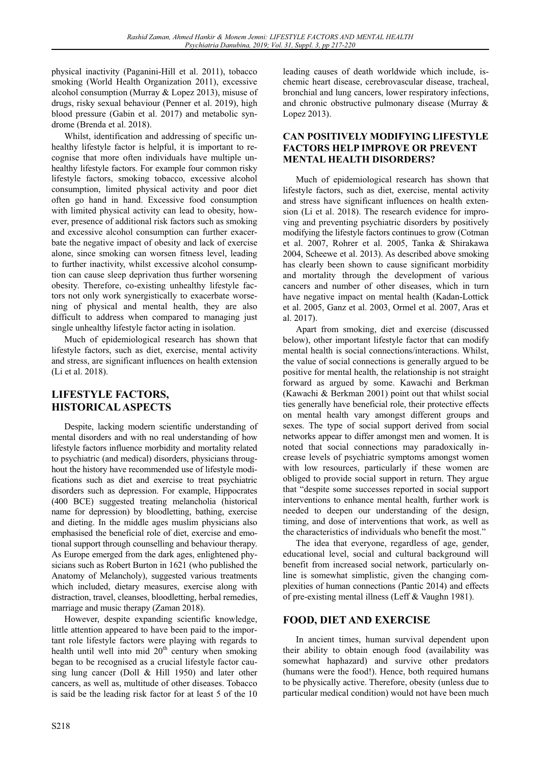physical inactivity (Paganini-Hill et al. 2011), tobacco smoking (World Health Organization 2011), excessive alcohol consumption (Murray & Lopez 2013), misuse of drugs, risky sexual behaviour (Penner et al. 2019), high blood pressure (Gabin et al. 2017) and metabolic syndrome (Brenda et al. 2018).

Whilst, identification and addressing of specific unhealthy lifestyle factor is helpful, it is important to recognise that more often individuals have multiple unhealthy lifestyle factors. For example four common risky lifestyle factors, smoking tobacco, excessive alcohol consumption, limited physical activity and poor diet often go hand in hand. Excessive food consumption with limited physical activity can lead to obesity, however, presence of additional risk factors such as smoking and excessive alcohol consumption can further exacerbate the negative impact of obesity and lack of exercise alone, since smoking can worsen fitness level, leading to further inactivity, whilst excessive alcohol consumption can cause sleep deprivation thus further worsening obesity. Therefore, co-existing unhealthy lifestyle factors not only work synergistically to exacerbate worsening of physical and mental health, they are also difficult to address when compared to managing just single unhealthy lifestyle factor acting in isolation.

Much of epidemiological research has shown that lifestyle factors, such as diet, exercise, mental activity and stress, are significant influences on health extension (Li et al. 2018).

## LIFESTYLE FACTORS, HISTORICAL ASPECTS

Despite, lacking modern scientific understanding of mental disorders and with no real understanding of how lifestyle factors influence morbidity and mortality related to psychiatric (and medical) disorders, physicians throughout the history have recommended use of lifestyle modifications such as diet and exercise to treat psychiatric disorders such as depression. For example, Hippocrates (400 BCE) suggested treating melancholia (historical name for depression) by bloodletting, bathing, exercise and dieting. In the middle ages muslim physicians also emphasised the beneficial role of diet, exercise and emotional support through counselling and behaviour therapy. As Europe emerged from the dark ages, enlightened physicians such as Robert Burton in 1621 (who published the Anatomy of Melancholy), suggested various treatments which included, dietary measures, exercise along with distraction, travel, cleanses, bloodletting, herbal remedies, marriage and music therapy (Zaman 2018).

However, despite expanding scientific knowledge, little attention appeared to have been paid to the important role lifestyle factors were playing with regards to health until well into mid 20th century when smoking began to be recognised as a crucial lifestyle factor causing lung cancer (Doll & Hill 1950) and later other cancers, as well as, multitude of other diseases. Tobacco is said be the leading risk factor for at least 5 of the 10 leading causes of death worldwide which include, ischemic heart disease, cerebrovascular disease, tracheal, bronchial and lung cancers, lower respiratory infections, and chronic obstructive pulmonary disease (Murray & Lopez 2013).

## CAN POSITIVELY MODIFYING LIFESTYLE FACTORS HELP IMPROVE OR PREVENT MENTAL HEALTH DISORDERS?

Much of epidemiological research has shown that lifestyle factors, such as diet, exercise, mental activity and stress have significant influences on health extension (Li et al. 2018). The research evidence for improving and preventing psychiatric disorders by positively modifying the lifestyle factors continues to grow (Cotman et al. 2007, Rohrer et al. 2005, Tanka & Shirakawa 2004, Scheewe et al. 2013). As described above smoking has clearly been shown to cause significant morbidity and mortality through the development of various cancers and number of other diseases, which in turn have negative impact on mental health (Kadan-Lottick et al. 2005, Ganz et al. 2003, Ormel et al. 2007, Aras et al. 2017).

Apart from smoking, diet and exercise (discussed below), other important lifestyle factor that can modify mental health is social connections/interactions. Whilst, the value of social connections is generally argued to be positive for mental health, the relationship is not straight forward as argued by some. Kawachi and Berkman (Kawachi & Berkman 2001) point out that whilst social ties generally have beneficial role, their protective effects on mental health vary amongst different groups and sexes. The type of social support derived from social networks appear to differ amongst men and women. It is noted that social connections may paradoxically increase levels of psychiatric symptoms amongst women with low resources, particularly if these women are obliged to provide social support in return. They argue that "despite some successes reported in social support interventions to enhance mental health, further work is needed to deepen our understanding of the design, timing, and dose of interventions that work, as well as the characteristics of individuals who benefit the most."

The idea that everyone, regardless of age, gender, educational level, social and cultural background will benefit from increased social network, particularly online is somewhat simplistic, given the changing complexities of human connections (Pantic 2014) and effects of pre-existing mental illness (Leff & Vaughn 1981).

## FOOD, DIET AND EXERCISE

In ancient times, human survival dependent upon their ability to obtain enough food (availability was somewhat haphazard) and survive other predators (humans were the food!). Hence, both required humans to be physically active. Therefore, obesity (unless due to particular medical condition) would not have been much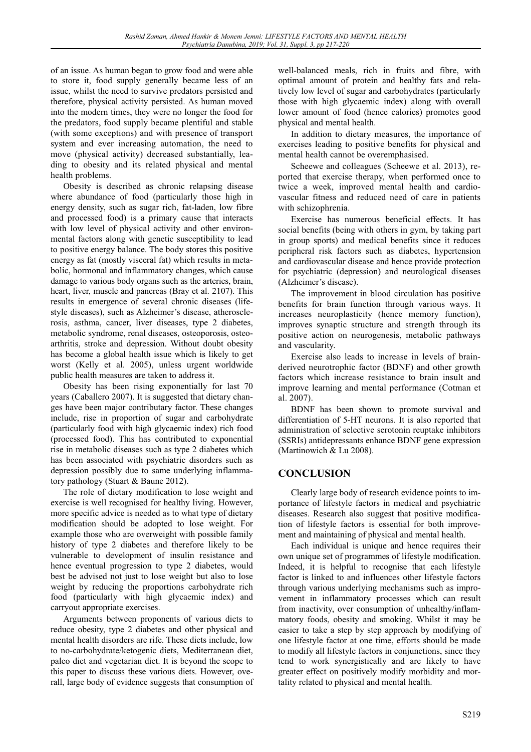of an issue. As human began to grow food and were able to store it, food supply generally became less of an issue, whilst the need to survive predators persisted and therefore, physical activity persisted. As human moved into the modern times, they were no longer the food for the predators, food supply became plentiful and stable (with some exceptions) and with presence of transport system and ever increasing automation, the need to move (physical activity) decreased substantially, leading to obesity and its related physical and mental health problems.

Obesity is described as chronic relapsing disease where abundance of food (particularly those high in energy density, such as sugar rich, fat-laden, low fibre and processed food) is a primary cause that interacts with low level of physical activity and other environmental factors along with genetic susceptibility to lead to positive energy balance. The body stores this positive energy as fat (mostly visceral fat) which results in metabolic, hormonal and inflammatory changes, which cause damage to various body organs such as the arteries, brain, heart, liver, muscle and pancreas (Bray et al. 2107). This results in emergence of several chronic diseases (lifestyle diseases), such as Alzheimer's disease, atherosclerosis, asthma, cancer, liver diseases, type 2 diabetes, metabolic syndrome, renal diseases, osteoporosis, osteoarthritis, stroke and depression. Without doubt obesity has become a global health issue which is likely to get worst (Kelly et al. 2005), unless urgent worldwide public health measures are taken to address it.

Obesity has been rising exponentially for last 70 years (Caballero 2007). It is suggested that dietary changes have been major contributary factor. These changes include, rise in proportion of sugar and carbohydrate (particularly food with high glycaemic index) rich food (processed food). This has contributed to exponential rise in metabolic diseases such as type 2 diabetes which has been associated with psychiatric disorders such as depression possibly due to same underlying inflammatory pathology (Stuart & Baune 2012).

The role of dietary modification to lose weight and exercise is well recognised for healthy living. However, more specific advice is needed as to what type of dietary modification should be adopted to lose weight. For example those who are overweight with possible family history of type 2 diabetes and therefore likely to be vulnerable to development of insulin resistance and hence eventual progression to type 2 diabetes, would best be advised not just to lose weight but also to lose weight by reducing the proportions carbohydrate rich food (particularly with high glycaemic index) and carryout appropriate exercises.

Arguments between proponents of various diets to reduce obesity, type 2 diabetes and other physical and mental health disorders are rife. These diets include, low to no-carbohydrate/ketogenic diets, Mediterranean diet, paleo diet and vegetarian diet. It is beyond the scope to this paper to discuss these various diets. However, overall, large body of evidence suggests that consumption of well-balanced meals, rich in fruits and fibre, with optimal amount of protein and healthy fats and relatively low level of sugar and carbohydrates (particularly those with high glycaemic index) along with overall lower amount of food (hence calories) promotes good physical and mental health.

In addition to dietary measures, the importance of exercises leading to positive benefits for physical and mental health cannot be overemphasised.

Scheewe and colleagues (Scheewe et al. 2013), reported that exercise therapy, when performed once to twice a week, improved mental health and cardiovascular fitness and reduced need of care in patients with schizophrenia.

Exercise has numerous beneficial effects. It has social benefits (being with others in gym, by taking part in group sports) and medical benefits since it reduces peripheral risk factors such as diabetes, hypertension and cardiovascular disease and hence provide protection for psychiatric (depression) and neurological diseases (Alzheimer's disease).

The improvement in blood circulation has positive benefits for brain function through various ways. It increases neuroplasticity (hence memory function), improves synaptic structure and strength through its positive action on neurogenesis, metabolic pathways and vascularity.

Exercise also leads to increase in levels of brain-derived neurotrophic factor (BDNF) and other growth factors which increase resistance to brain insult and improve learning and mental performance (Cotman et al. 2007).

BDNF has been shown to promote survival and differentiation of 5-HT neurons. It is also reported that administration of selective serotonin reuptake inhibitors (SSRIs) antidepressants enhance BDNF gene expression (Martinowich & Lu 2008).

## CONCLUSION

Clearly large body of research evidence points to importance of lifestyle factors in medical and psychiatric diseases. Research also suggest that positive modification of lifestyle factors is essential for both improvement and maintaining of physical and mental health.

Each individual is unique and hence requires their own unique set of programmes of lifestyle modification. Indeed, it is helpful to recognise that each lifestyle factor is linked to and influences other lifestyle factors through various underlying mechanisms such as improvement in inflammatory processes which can result from inactivity, over consumption of unhealthy/inflammatory foods, obesity and smoking. Whilst it may be easier to take a step by step approach by modifying of one lifestyle factor at one time, efforts should be made to modify all lifestyle factors in conjunctions, since they tend to work synergistically and are likely to have greater effect on positively modify morbidity and mortality related to physical and mental health.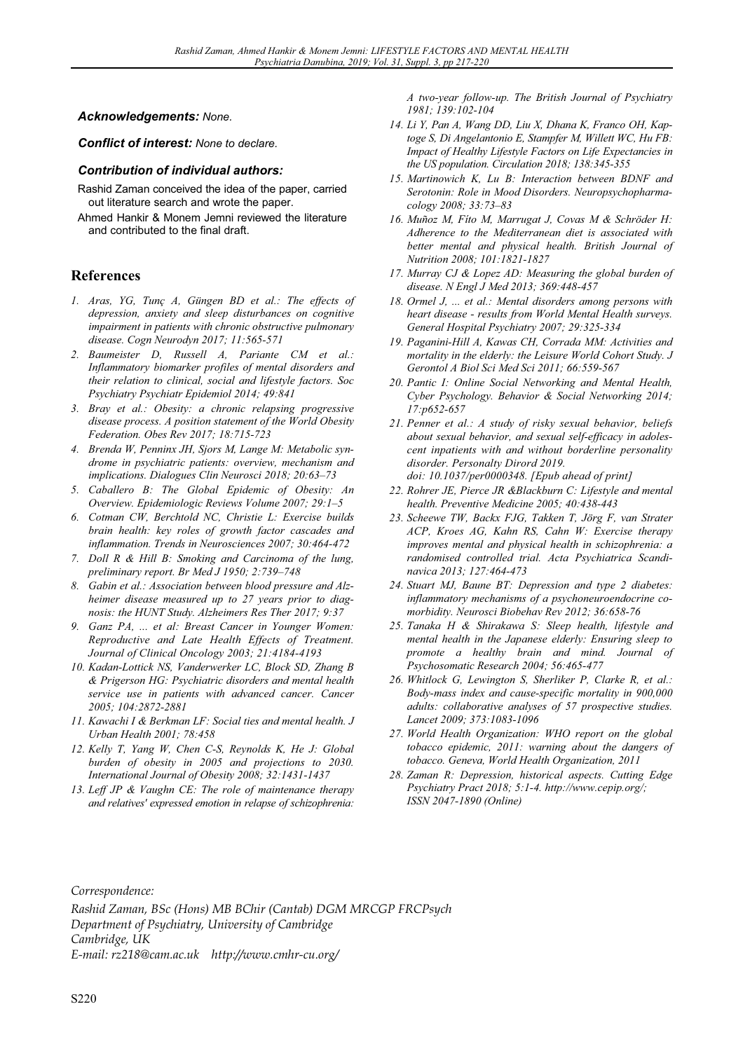***Acknowledgements:*** *None.*

***Conflict of interest:*** *None to declare.*

***Contribution of individual authors:***

Rashid Zaman conceived the idea of the paper, carried out literature search and wrote the paper.

Ahmed Hankir & Monem Jemni reviewed the literature and contributed to the final draft.

## References

1. *Aras, YG, Tunç A, Güngen BD et al.: The effects of depression, anxiety and sleep disturbances on cognitive impairment in patients with chronic obstructive pulmonary disease. Cogn Neurodyn 2017; 11:565-571*
2. *Baumeister D, Russell A, Pariante CM et al.: Inflammatory biomarker profiles of mental disorders and their relation to clinical, social and lifestyle factors. Soc Psychiatry Psychiatr Epidemiol 2014; 49:841*
3. *Bray et al.: Obesity: a chronic relapsing progressive disease process. A position statement of the World Obesity Federation. Obes Rev 2017; 18:715-723*
4. *Brenda W, Penninx JH, Sjors M, Lange M: Metabolic syndrome in psychiatric patients: overview, mechanism and implications. Dialogues Clin Neurosci 2018; 20:63–73*
5. *Caballero B: The Global Epidemic of Obesity: An Overview. Epidemiologic Reviews Volume 2007; 29:1–5*
6. *Cotman CW, Berchtold NC, Christie L: Exercise builds brain health: key roles of growth factor cascades and inflammation. Trends in Neurosciences 2007; 30:464-472*
7. *Doll R & Hill B: Smoking and Carcinoma of the lung, preliminary report. Br Med J 1950; 2:739–748*
8. *Gabin et al.: Association between blood pressure and Alzheimer disease measured up to 27 years prior to diagnosis: the HUNT Study. Alzheimers Res Ther 2017; 9:37*
9. *Ganz PA, ... et al: Breast Cancer in Younger Women: Reproductive and Late Health Effects of Treatment. Journal of Clinical Oncology 2003; 21:4184-4193*
10. *Kadan-Lottick NS, Vanderwerker LC, Block SD, Zhang B & Prigerson HG: Psychiatric disorders and mental health service use in patients with advanced cancer. Cancer 2005; 104:2872-2881*
11. *Kawachi I & Berkman LF: Social ties and mental health. J Urban Health 2001; 78:458*
12. *Kelly T, Yang W, Chen C-S, Reynolds K, He J: Global burden of obesity in 2005 and projections to 2030. International Journal of Obesity 2008; 32:1431-1437*
13. *Leff JP & Vaughn CE: The role of maintenance therapy and relatives' expressed emotion in relapse of schizophrenia: A two-year follow-up. The British Journal of Psychiatry 1981; 139:102-104*
14. *Li Y, Pan A, Wang DD, Liu X, Dhana K, Franco OH, Kaptoge S, Di Angelantonio E, Stampfer M, Willett WC, Hu FB: Impact of Healthy Lifestyle Factors on Life Expectancies in the US population. Circulation 2018; 138:345-355*
15. *Martinowich K, Lu B: Interaction between BDNF and Serotonin: Role in Mood Disorders. Neuropsychopharmacology 2008; 33:73–83*
16. *Muñoz M, Fito M, Marrugat J, Covas M & Schröder H: Adherence to the Mediterranean diet is associated with better mental and physical health. British Journal of Nutrition 2008; 101:1821-1827*
17. *Murray CJ & Lopez AD: Measuring the global burden of disease. N Engl J Med 2013; 369:448-457*
18. *Ormel J, ... et al.: Mental disorders among persons with heart disease - results from World Mental Health surveys. General Hospital Psychiatry 2007; 29:325-334*
19. *Paganini-Hill A, Kawas CH, Corrada MM: Activities and mortality in the elderly: the Leisure World Cohort Study. J Gerontol A Biol Sci Med Sci 2011; 66:559-567*
20. *Pantic I: Online Social Networking and Mental Health, Cyber Psychology. Behavior & Social Networking 2014; 17:p652-657*
21. *Penner et al.: A study of risky sexual behavior, beliefs about sexual behavior, and sexual self-efficacy in adolescent inpatients with and without borderline personality disorder. Personalty Dirord 2019. doi: 10.1037/per0000348. [Epub ahead of print]*
22. *Rohrer JE, Pierce JR &Blackburn C: Lifestyle and mental health. Preventive Medicine 2005; 40:438-443*
23. *Scheewe TW, Backx FJG, Takken T, Jörg F, van Strater ACP, Kroes AG, Kahn RS, Cahn W: Exercise therapy improves mental and physical health in schizophrenia: a randomised controlled trial. Acta Psychiatrica Scandinavica 2013; 127:464-473*
24. *Stuart MJ, Baune BT: Depression and type 2 diabetes: inflammatory mechanisms of a psychoneuroendocrine comorbidity. Neurosci Biobehav Rev 2012; 36:658-76*
25. *Tanaka H & Shirakawa S: Sleep health, lifestyle and mental health in the Japanese elderly: Ensuring sleep to promote a healthy brain and mind. Journal of Psychosomatic Research 2004; 56:465-477*
26. *Whitlock G, Lewington S, Sherliker P, Clarke R, et al.: Body-mass index and cause-specific mortality in 900,000 adults: collaborative analyses of 57 prospective studies. Lancet 2009; 373:1083-1096*
27. *World Health Organization: WHO report on the global tobacco epidemic, 2011: warning about the dangers of tobacco. Geneva, World Health Organization, 2011*
28. *Zaman R: Depression, historical aspects. Cutting Edge Psychiatry Pract 2018; 5:1-4. http://www.cepip.org/; ISSN 2047-1890 (Online)*

*Correspondence:*
*Rashid Zaman, BSc (Hons) MB BChir (Cantab) DGM MRCGP FRCPsych*
*Department of Psychiatry, University of Cambridge*
*Cambridge, UK*
*E-mail: rz218@cam.ac.uk http://www.cmhr-cu.org/*